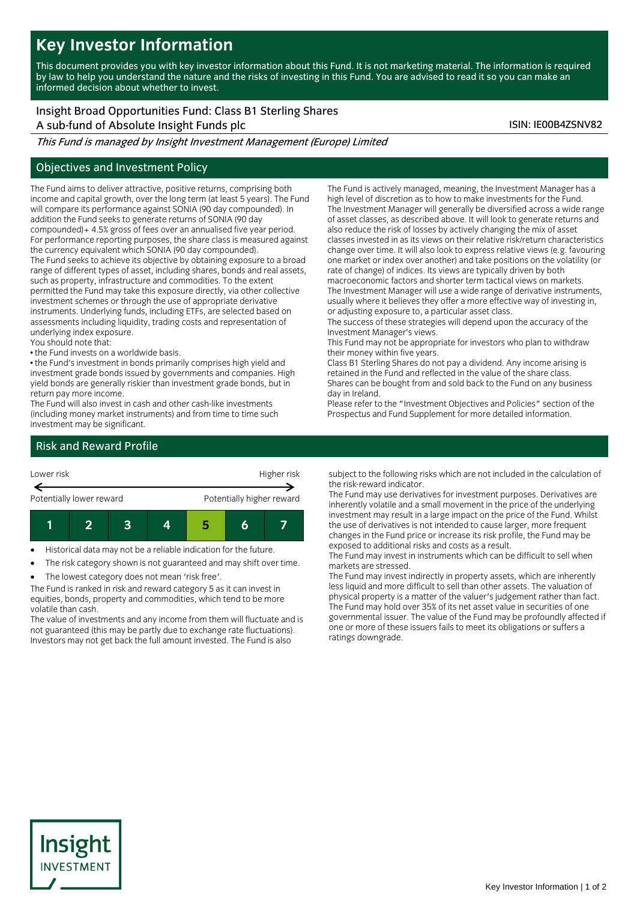# Key Investor Information

This document provides you with key investor information about this Fund. It is not marketing material. The information is required by law to help you understand the nature and the risks of investing in this Fund. You are advised to read it so you can make an informed decision about whether to invest.

Insight Broad Opportunities Fund: Class B1 Sterling Shares
A sub-fund of Absolute Insight Funds plc

ISIN: IE00B4ZSNV82

*This Fund is managed by Insight Investment Management (Europe) Limited*

## Objectives and Investment Policy

The Fund aims to deliver attractive, positive returns, comprising both income and capital growth, over the long term (at least 5 years). The Fund will compare its performance against SONIA (90 day compounded). In addition the Fund seeks to generate returns of SONIA (90 day compounded)+ 4.5% gross of fees over an annualised five year period. For performance reporting purposes, the share class is measured against the currency equivalent which SONIA (90 day compounded).

The Fund seeks to achieve its objective by obtaining exposure to a broad range of different types of asset, including shares, bonds and real assets, such as property, infrastructure and commodities. To the extent permitted the Fund may take this exposure directly, via other collective investment schemes or through the use of appropriate derivative instruments. Underlying funds, including ETFs, are selected based on assessments including liquidity, trading costs and representation of underlying index exposure.

You should note that:

• the Fund invests on a worldwide basis.

• the Fund's investment in bonds primarily comprises high yield and investment grade bonds issued by governments and companies. High yield bonds are generally riskier than investment grade bonds, but in return pay more income.

The Fund will also invest in cash and other cash-like investments (including money market instruments) and from time to time such investment may be significant.

The Fund is actively managed, meaning, the Investment Manager has a high level of discretion as to how to make investments for the Fund. The Investment Manager will generally be diversified across a wide range of asset classes, as described above. It will look to generate returns and also reduce the risk of losses by actively changing the mix of asset classes invested in as its views on their relative risk/return characteristics change over time. It will also look to express relative views (e.g. favouring one market or index over another) and take positions on the volatility (or rate of change) of indices. Its views are typically driven by both macroeconomic factors and shorter term tactical views on markets.

The Investment Manager will use a wide range of derivative instruments, usually where it believes they offer a more effective way of investing in, or adjusting exposure to, a particular asset class.

The success of these strategies will depend upon the accuracy of the Investment Manager's views.

This Fund may not be appropriate for investors who plan to withdraw their money within five years.

Class B1 Sterling Shares do not pay a dividend. Any income arising is retained in the Fund and reflected in the value of the share class.

Shares can be bought from and sold back to the Fund on any business day in Ireland.

Please refer to the "Investment Objectives and Policies" section of the Prospectus and Fund Supplement for more detailed information.

## Risk and Reward Profile

| Lower risk | | | | | | Higher risk |
|---|---|---|---|---|---|---|
| Potentially lower reward | | | | | | Potentially higher reward |
| 1 | 2 | 3 | 4 | **5** | 6 | 7 |

- Historical data may not be a reliable indication for the future.
- The risk category shown is not guaranteed and may shift over time.
- The lowest category does not mean 'risk free'.

The Fund is ranked in risk and reward category 5 as it can invest in equities, bonds, property and commodities, which tend to be more volatile than cash.

The value of investments and any income from them will fluctuate and is not guaranteed (this may be partly due to exchange rate fluctuations). Investors may not get back the full amount invested. The Fund is also subject to the following risks which are not included in the calculation of the risk-reward indicator.

The Fund may use derivatives for investment purposes. Derivatives are inherently volatile and a small movement in the price of the underlying investment may result in a large impact on the price of the Fund. Whilst the use of derivatives is not intended to cause larger, more frequent changes in the Fund price or increase its risk profile, the Fund may be exposed to additional risks and costs as a result.

The Fund may invest in instruments which can be difficult to sell when markets are stressed.

The Fund may invest indirectly in property assets, which are inherently less liquid and more difficult to sell than other assets. The valuation of physical property is a matter of the valuer's judgement rather than fact.

The Fund may hold over 35% of its net asset value in securities of one governmental issuer. The value of the Fund may be profoundly affected if one or more of these issuers fails to meet its obligations or suffers a ratings downgrade.

Insight INVESTMENT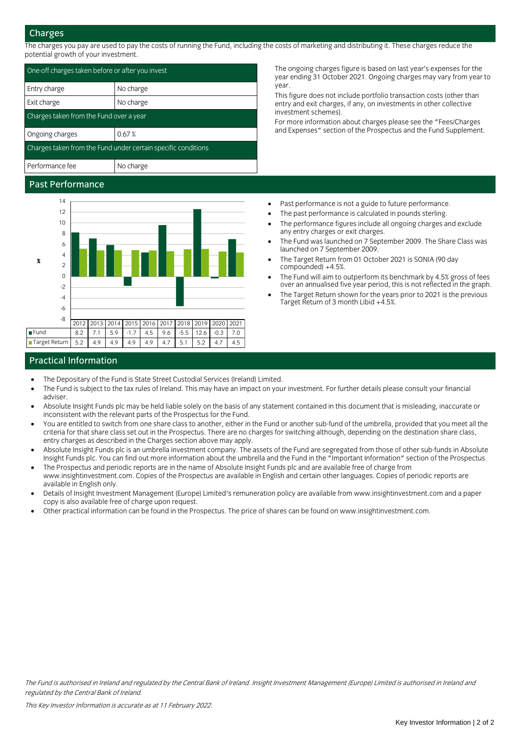## Charges

The charges you pay are used to pay the costs of running the Fund, including the costs of marketing and distributing it. These charges reduce the potential growth of your investment.

| One-off charges taken before or after you invest | |
|---|---|
| Entry charge | No charge |
| Exit charge | No charge |
| **Charges taken from the Fund over a year** | |
| Ongoing charges | 0.67 % |
| **Charges taken from the Fund under certain specific conditions** | |
| Performance fee | No charge |

The ongoing charges figure is based on last year's expenses for the year ending 31 October 2021. Ongoing charges may vary from year to year.

This figure does not include portfolio transaction costs (other than entry and exit charges, if any, on investments in other collective investment schemes).

For more information about charges please see the "Fees/Charges and Expenses" section of the Prospectus and the Fund Supplement.

## Past Performance

%

14
12
10
8
6
4
2
0
-2
-4
-6
-8

2012 2013 2014 2015 2016 2017 2018 2019 2020 2021

Fund: 8.2 7.1 5.9 -1.7 4.5 9.6 -5.5 12.6 -0.3 7.0

Target Return: 5.2 4.9 4.9 4.9 4.9 4.7 5.1 5.2 4.7 4.5

- Past performance is not a guide to future performance.
- The past performance is calculated in pounds sterling.
- The performance figures include all ongoing charges and exclude any entry charges or exit charges.
- The Fund was launched on 7 September 2009. The Share Class was launched on 7 September 2009.
- The Target Return from 01 October 2021 is SONIA (90 day compounded) +4.5%.
- The Fund will aim to outperform its benchmark by 4.5% gross of fees over an annualised five year period, this is not reflected in the graph.
- The Target Return shown for the years prior to 2021 is the previous Target Return of 3 month Libid +4.5%.

## Practical Information

- The Depositary of the Fund is State Street Custodial Services (Ireland) Limited.
- The Fund is subject to the tax rules of Ireland. This may have an impact on your investment. For further details please consult your financial adviser.
- Absolute Insight Funds plc may be held liable solely on the basis of any statement contained in this document that is misleading, inaccurate or inconsistent with the relevant parts of the Prospectus for the Fund.
- You are entitled to switch from one share class to another, either in the Fund or another sub-fund of the umbrella, provided that you meet all the criteria for that share class set out in the Prospectus. There are no charges for switching although, depending on the destination share class, entry charges as described in the Charges section above may apply.
- Absolute Insight Funds plc is an umbrella investment company. The assets of the Fund are segregated from those of other sub-funds in Absolute Insight Funds plc. You can find out more information about the umbrella and the Fund in the "Important Information" section of the Prospectus.
- The Prospectus and periodic reports are in the name of Absolute Insight Funds plc and are available free of charge from www.insightinvestment.com. Copies of the Prospectus are available in English and certain other languages. Copies of periodic reports are available in English only.
- Details of Insight Investment Management (Europe) Limited's remuneration policy are available from www.insightinvestment.com and a paper copy is also available free of charge upon request.
- Other practical information can be found in the Prospectus. The price of shares can be found on www.insightinvestment.com.

*The Fund is authorised in Ireland and regulated by the Central Bank of Ireland. Insight Investment Management (Europe) Limited is authorised in Ireland and regulated by the Central Bank of Ireland.*

*This Key Investor Information is accurate as at 11 February 2022.*